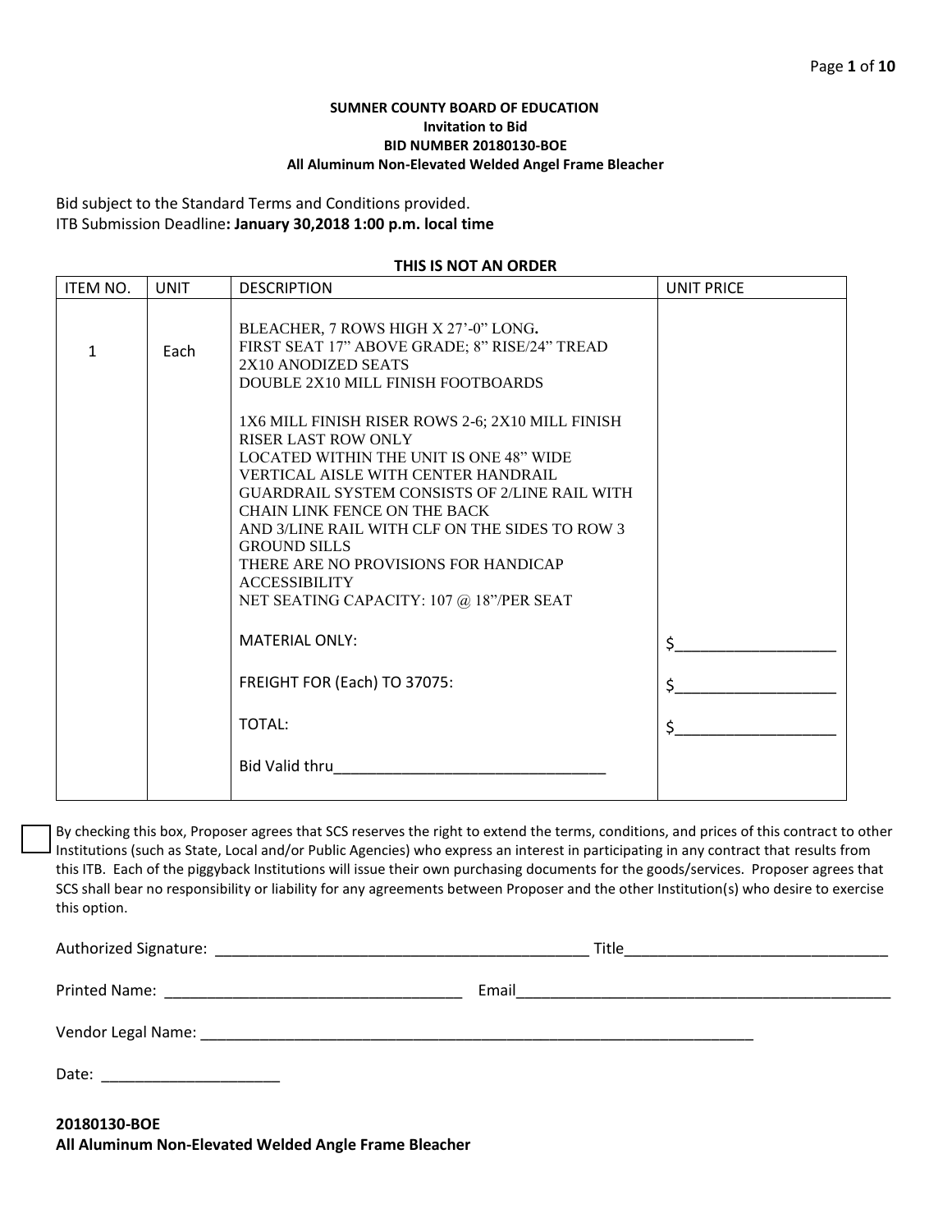**SUMNER COUNTY BOARD OF EDUCATION**
**Invitation to Bid**
**BID NUMBER 20180130-BOE**
**All Aluminum Non-Elevated Welded Angel Frame Bleacher**

Bid subject to the Standard Terms and Conditions provided.
ITB Submission Deadline**: January 30,2018 1:00 p.m. local time**

**THIS IS NOT AN ORDER**

| ITEM NO. | UNIT | DESCRIPTION | UNIT PRICE |
|---|---|---|---|
| 1 | Each | BLEACHER, 7 ROWS HIGH X 27'-0" LONG. FIRST SEAT 17" ABOVE GRADE; 8" RISE/24" TREAD 2X10 ANODIZED SEATS DOUBLE 2X10 MILL FINISH FOOTBOARDS<br><br>1X6 MILL FINISH RISER ROWS 2-6; 2X10 MILL FINISH RISER LAST ROW ONLY LOCATED WITHIN THE UNIT IS ONE 48" WIDE VERTICAL AISLE WITH CENTER HANDRAIL GUARDRAIL SYSTEM CONSISTS OF 2/LINE RAIL WITH CHAIN LINK FENCE ON THE BACK AND 3/LINE RAIL WITH CLF ON THE SIDES TO ROW 3 GROUND SILLS THERE ARE NO PROVISIONS FOR HANDICAP ACCESSIBILITY NET SEATING CAPACITY: 107 @ 18"/PER SEAT | |
| | | MATERIAL ONLY: | $__________________ |
| | | FREIGHT FOR (Each) TO 37075: | $__________________ |
| | | TOTAL: | $__________________ |
| | | Bid Valid thru________________________________ | |

☐ By checking this box, Proposer agrees that SCS reserves the right to extend the terms, conditions, and prices of this contract to other Institutions (such as State, Local and/or Public Agencies) who express an interest in participating in any contract that results from this ITB. Each of the piggyback Institutions will issue their own purchasing documents for the goods/services. Proposer agrees that SCS shall bear no responsibility or liability for any agreements between Proposer and the other Institution(s) who desire to exercise this option.

Authorized Signature: ____________________________________________ Title_______________________________

Printed Name: ___________________________________ Email_____________________________________________

Vendor Legal Name: ____________________________________________________________________

Date: _____________________

**20180130-BOE**
**All Aluminum Non-Elevated Welded Angle Frame Bleacher**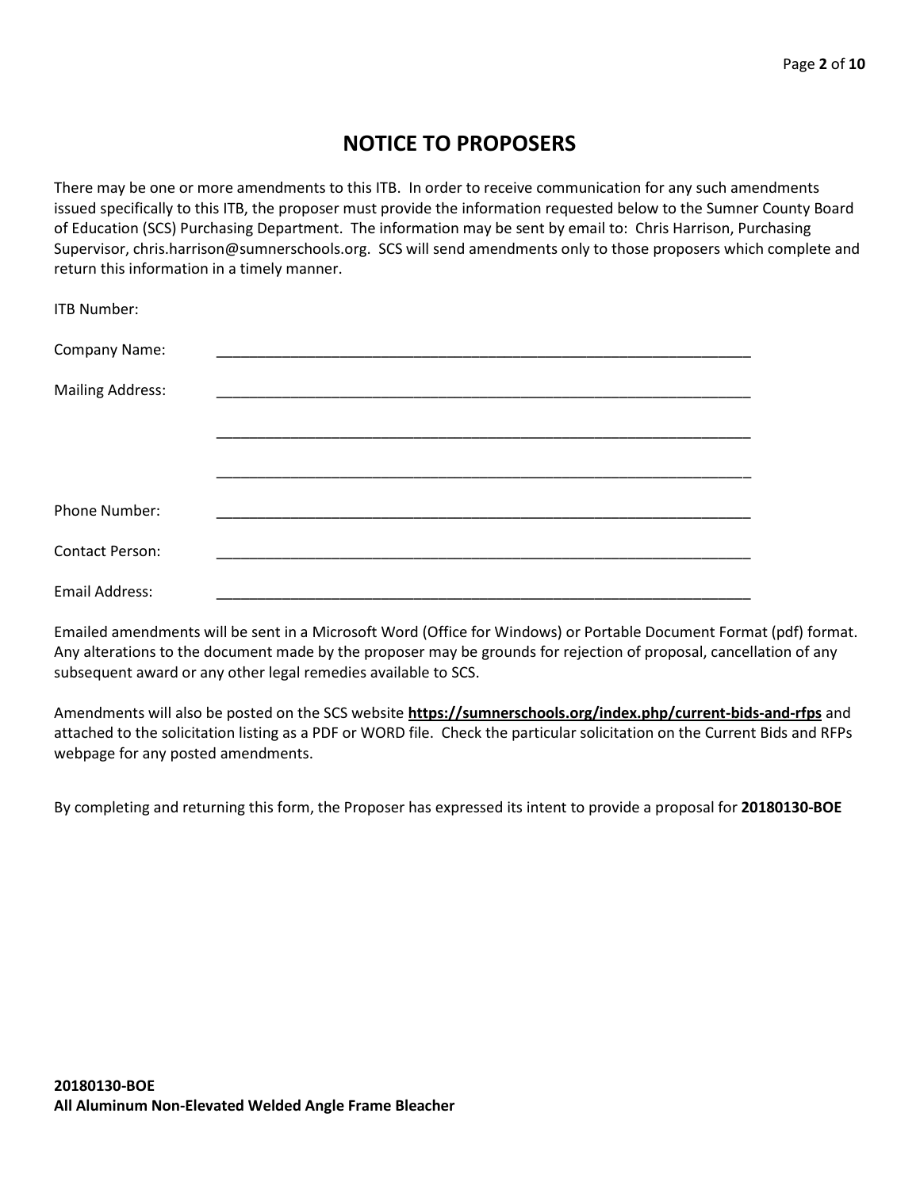# NOTICE TO PROPOSERS

There may be one or more amendments to this ITB. In order to receive communication for any such amendments issued specifically to this ITB, the proposer must provide the information requested below to the Sumner County Board of Education (SCS) Purchasing Department. The information may be sent by email to: Chris Harrison, Purchasing Supervisor, chris.harrison@sumnerschools.org. SCS will send amendments only to those proposers which complete and return this information in a timely manner.

ITB Number:

Company Name: ____________________________________________________________________

Mailing Address: ____________________________________________________________________

____________________________________________________________________

____________________________________________________________________

Phone Number: ____________________________________________________________________

Contact Person: ____________________________________________________________________

Email Address: ____________________________________________________________________

Emailed amendments will be sent in a Microsoft Word (Office for Windows) or Portable Document Format (pdf) format. Any alterations to the document made by the proposer may be grounds for rejection of proposal, cancellation of any subsequent award or any other legal remedies available to SCS.

Amendments will also be posted on the SCS website **https://sumnerschools.org/index.php/current-bids-and-rfps** and attached to the solicitation listing as a PDF or WORD file. Check the particular solicitation on the Current Bids and RFPs webpage for any posted amendments.

By completing and returning this form, the Proposer has expressed its intent to provide a proposal for **20180130-BOE**

**20180130-BOE**
**All Aluminum Non-Elevated Welded Angle Frame Bleacher**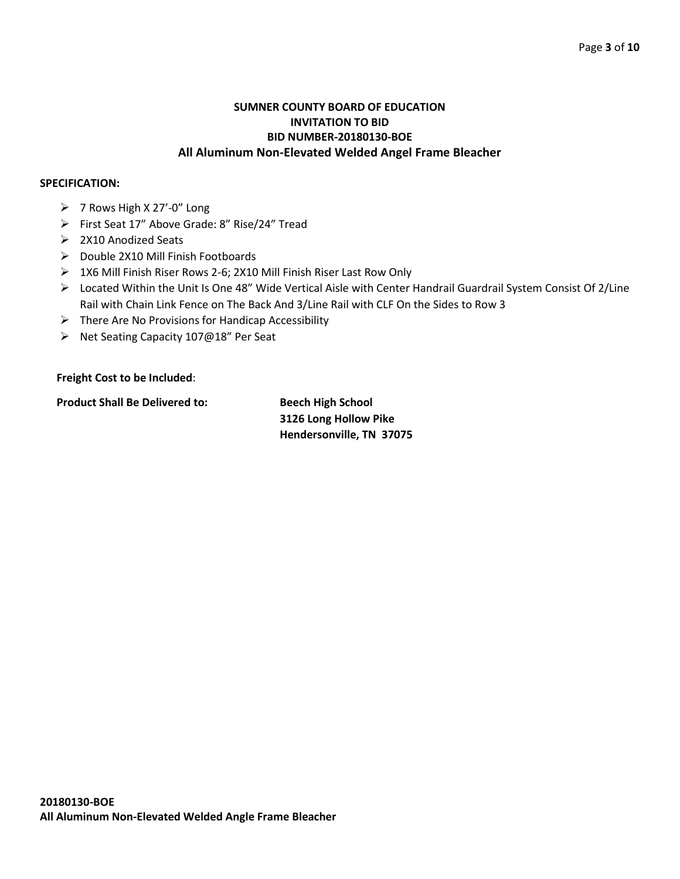**SUMNER COUNTY BOARD OF EDUCATION**
**INVITATION TO BID**
**BID NUMBER-20180130-BOE**
**All Aluminum Non-Elevated Welded Angel Frame Bleacher**

**SPECIFICATION:**

- 7 Rows High X 27'-0" Long
- First Seat 17" Above Grade: 8" Rise/24" Tread
- 2X10 Anodized Seats
- Double 2X10 Mill Finish Footboards
- 1X6 Mill Finish Riser Rows 2-6; 2X10 Mill Finish Riser Last Row Only
- Located Within the Unit Is One 48" Wide Vertical Aisle with Center Handrail Guardrail System Consist Of 2/Line Rail with Chain Link Fence on The Back And 3/Line Rail with CLF On the Sides to Row 3
- There Are No Provisions for Handicap Accessibility
- Net Seating Capacity 107@18" Per Seat

**Freight Cost to be Included**:

**Product Shall Be Delivered to:**

**Beech High School**
**3126 Long Hollow Pike**
**Hendersonville, TN 37075**

**20180130-BOE**
**All Aluminum Non-Elevated Welded Angle Frame Bleacher**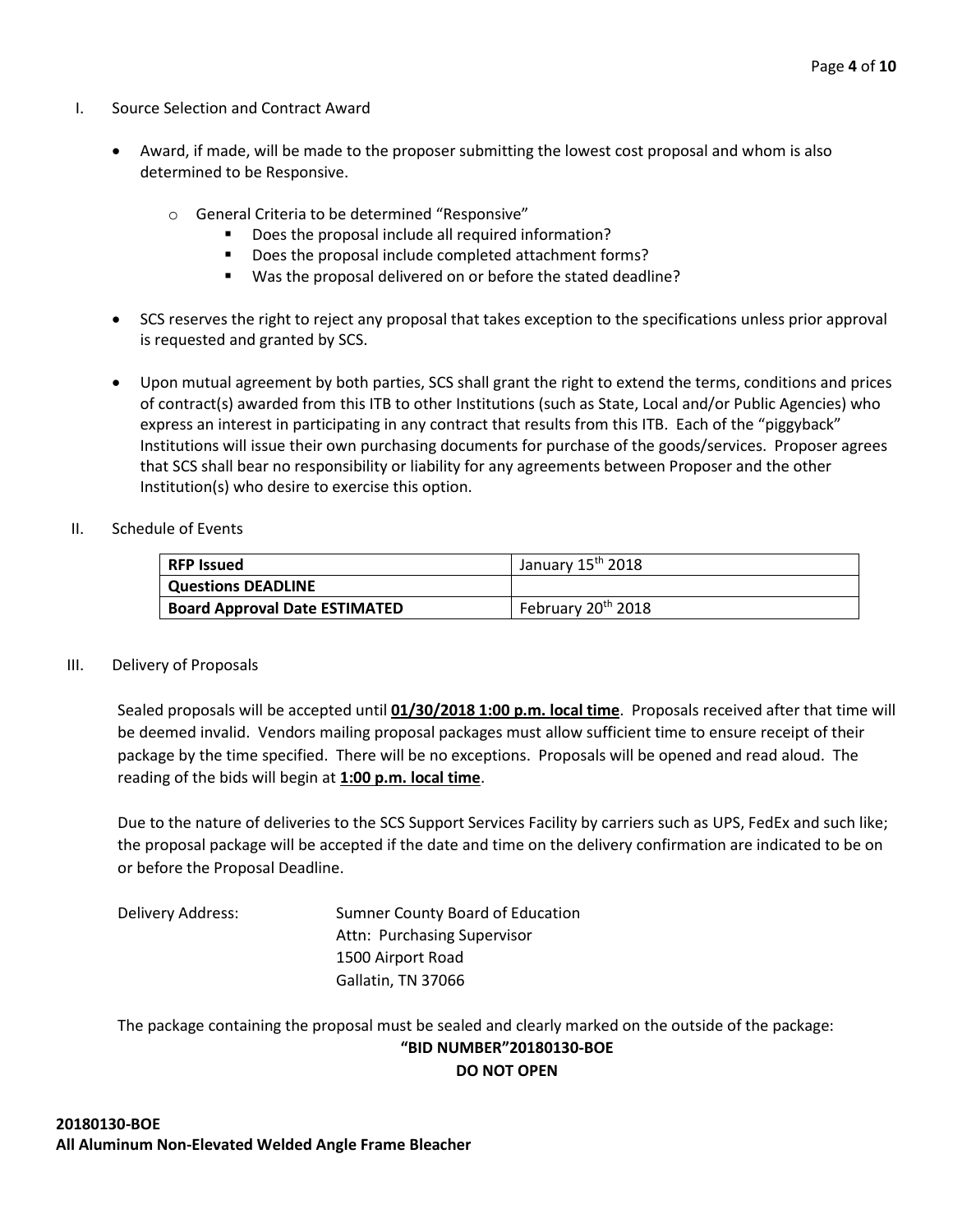I. Source Selection and Contract Award

- Award, if made, will be made to the proposer submitting the lowest cost proposal and whom is also determined to be Responsive.
    - General Criteria to be determined "Responsive"
        - Does the proposal include all required information?
        - Does the proposal include completed attachment forms?
        - Was the proposal delivered on or before the stated deadline?
- SCS reserves the right to reject any proposal that takes exception to the specifications unless prior approval is requested and granted by SCS.
- Upon mutual agreement by both parties, SCS shall grant the right to extend the terms, conditions and prices of contract(s) awarded from this ITB to other Institutions (such as State, Local and/or Public Agencies) who express an interest in participating in any contract that results from this ITB. Each of the "piggyback" Institutions will issue their own purchasing documents for purchase of the goods/services. Proposer agrees that SCS shall bear no responsibility or liability for any agreements between Proposer and the other Institution(s) who desire to exercise this option.

II. Schedule of Events

| **RFP Issued** | January 15th 2018 |
|---|---|
| **Questions DEADLINE** | |
| **Board Approval Date ESTIMATED** | February 20th 2018 |

III. Delivery of Proposals

Sealed proposals will be accepted until **01/30/2018 1:00 p.m. local time**. Proposals received after that time will be deemed invalid. Vendors mailing proposal packages must allow sufficient time to ensure receipt of their package by the time specified. There will be no exceptions. Proposals will be opened and read aloud. The reading of the bids will begin at **1:00 p.m. local time**.

Due to the nature of deliveries to the SCS Support Services Facility by carriers such as UPS, FedEx and such like; the proposal package will be accepted if the date and time on the delivery confirmation are indicated to be on or before the Proposal Deadline.

Delivery Address:

Sumner County Board of Education
Attn: Purchasing Supervisor
1500 Airport Road
Gallatin, TN 37066

The package containing the proposal must be sealed and clearly marked on the outside of the package:

**"BID NUMBER"20180130-BOE**

**DO NOT OPEN**

**20180130-BOE**
**All Aluminum Non-Elevated Welded Angle Frame Bleacher**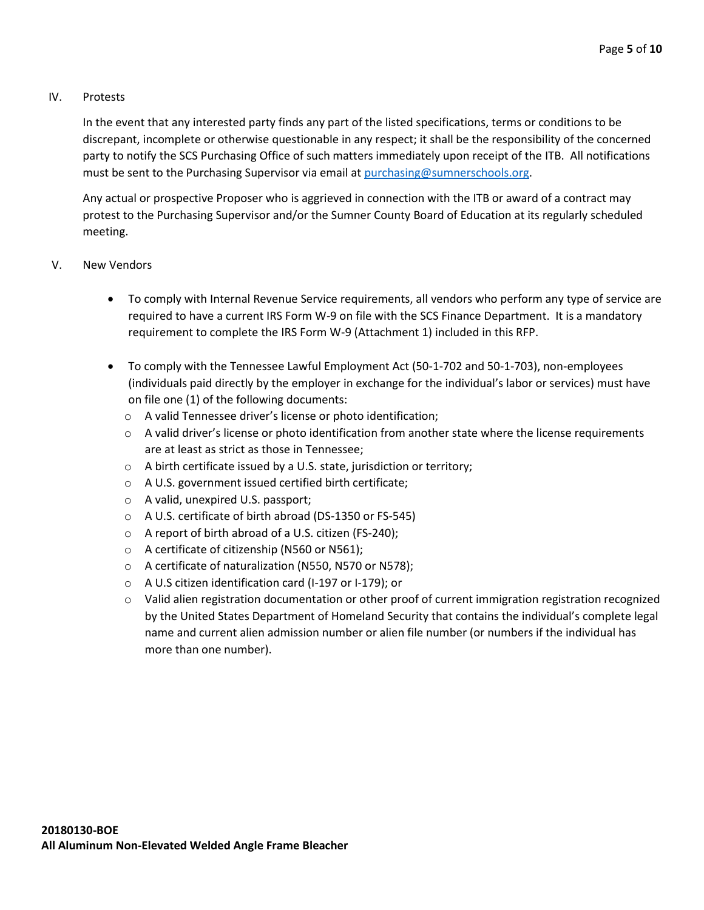## IV. Protests

In the event that any interested party finds any part of the listed specifications, terms or conditions to be discrepant, incomplete or otherwise questionable in any respect; it shall be the responsibility of the concerned party to notify the SCS Purchasing Office of such matters immediately upon receipt of the ITB. All notifications must be sent to the Purchasing Supervisor via email at purchasing@sumnerschools.org.

Any actual or prospective Proposer who is aggrieved in connection with the ITB or award of a contract may protest to the Purchasing Supervisor and/or the Sumner County Board of Education at its regularly scheduled meeting.

## V. New Vendors

- To comply with Internal Revenue Service requirements, all vendors who perform any type of service are required to have a current IRS Form W-9 on file with the SCS Finance Department. It is a mandatory requirement to complete the IRS Form W-9 (Attachment 1) included in this RFP.
- To comply with the Tennessee Lawful Employment Act (50-1-702 and 50-1-703), non-employees (individuals paid directly by the employer in exchange for the individual's labor or services) must have on file one (1) of the following documents:
  - A valid Tennessee driver's license or photo identification;
  - A valid driver's license or photo identification from another state where the license requirements are at least as strict as those in Tennessee;
  - A birth certificate issued by a U.S. state, jurisdiction or territory;
  - A U.S. government issued certified birth certificate;
  - A valid, unexpired U.S. passport;
  - A U.S. certificate of birth abroad (DS-1350 or FS-545)
  - A report of birth abroad of a U.S. citizen (FS-240);
  - A certificate of citizenship (N560 or N561);
  - A certificate of naturalization (N550, N570 or N578);
  - A U.S citizen identification card (I-197 or I-179); or
  - Valid alien registration documentation or other proof of current immigration registration recognized by the United States Department of Homeland Security that contains the individual's complete legal name and current alien admission number or alien file number (or numbers if the individual has more than one number).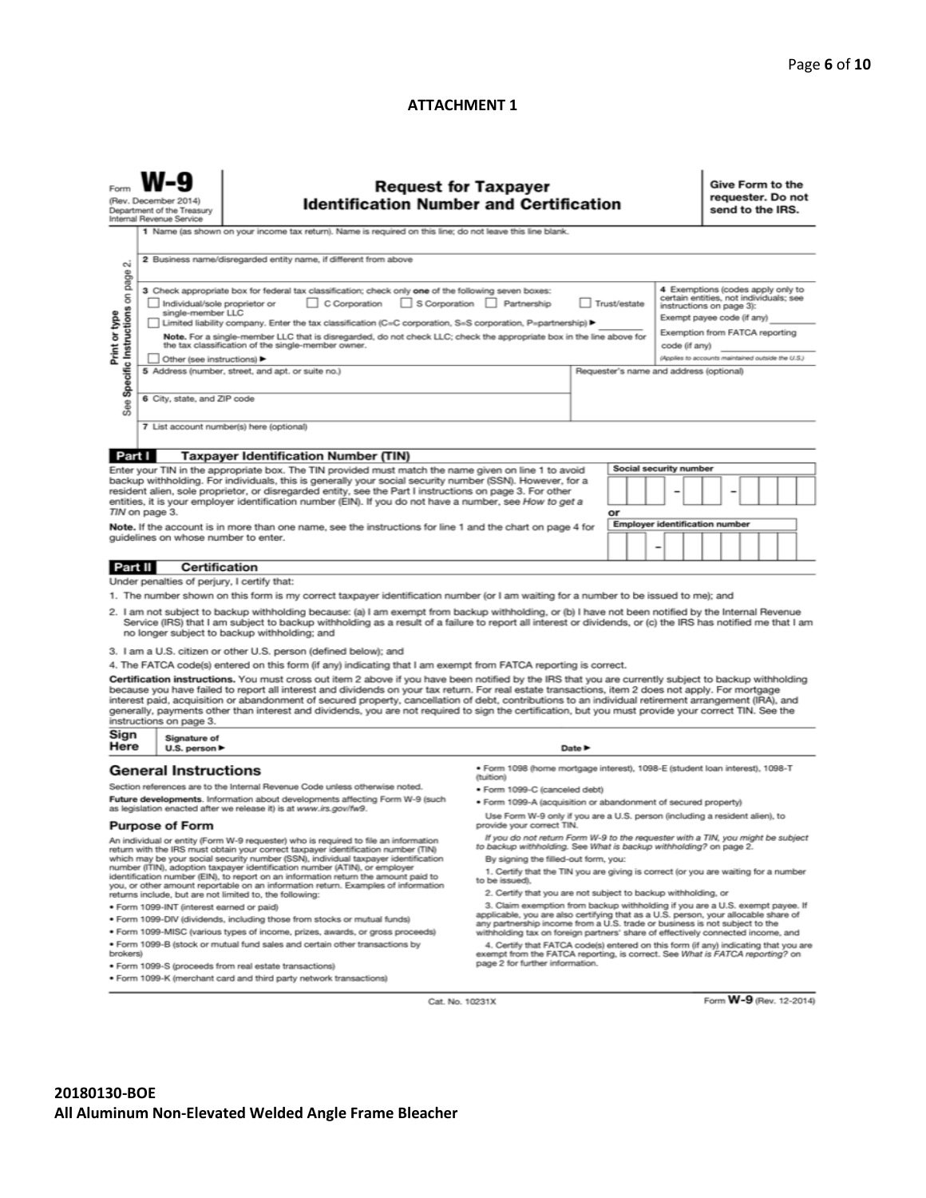**ATTACHMENT 1**

Form **W-9**
(Rev. December 2014)
Department of the Treasury
Internal Revenue Service

## Request for Taxpayer Identification Number and Certification

**Give Form to the requester. Do not send to the IRS.**

Print or type
See **Specific Instructions** on page 2.

1 Name (as shown on your income tax return). Name is required on this line; do not leave this line blank.

2 Business name/disregarded entity name, if different from above

3 Check appropriate box for federal tax classification; check only **one** of the following seven boxes:

☐ Individual/sole proprietor or single-member LLC ☐ C Corporation ☐ S Corporation ☐ Partnership ☐ Trust/estate

☐ Limited liability company. Enter the tax classification (C=C corporation, S=S corporation, P=partnership) ▶ ________

**Note.** For a single-member LLC that is disregarded, do not check LLC; check the appropriate box in the line above for the tax classification of the single-member owner.

☐ Other (see instructions) ▶

4 Exemptions (codes apply only to certain entities, not individuals; see instructions on page 3):

Exempt payee code (if any) ________

Exemption from FATCA reporting code (if any) ________

*(Applies to accounts maintained outside the U.S.)*

5 Address (number, street, and apt. or suite no.)

Requester's name and address (optional)

6 City, state, and ZIP code

7 List account number(s) here (optional)

### Part I Taxpayer Identification Number (TIN)

Enter your TIN in the appropriate box. The TIN provided must match the name given on line 1 to avoid backup withholding. For individuals, this is generally your social security number (SSN). However, for a resident alien, sole proprietor, or disregarded entity, see the Part I instructions on page 3. For other entities, it is your employer identification number (EIN). If you do not have a number, see *How to get a TIN* on page 3.

**Note.** If the account is in more than one name, see the instructions for line 1 and the chart on page 4 for guidelines on whose number to enter.

Social security number

☐☐☐ – ☐☐ – ☐☐☐☐

or

Employer identification number

☐☐ – ☐☐☐☐☐☐☐

### Part II Certification

Under penalties of perjury, I certify that:

1. The number shown on this form is my correct taxpayer identification number (or I am waiting for a number to be issued to me); and
2. I am not subject to backup withholding because: (a) I am exempt from backup withholding, or (b) I have not been notified by the Internal Revenue Service (IRS) that I am subject to backup withholding as a result of a failure to report all interest or dividends, or (c) the IRS has notified me that I am no longer subject to backup withholding; and
3. I am a U.S. citizen or other U.S. person (defined below); and
4. The FATCA code(s) entered on this form (if any) indicating that I am exempt from FATCA reporting is correct.

**Certification instructions.** You must cross out item 2 above if you have been notified by the IRS that you are currently subject to backup withholding because you have failed to report all interest and dividends on your tax return. For real estate transactions, item 2 does not apply. For mortgage interest paid, acquisition or abandonment of secured property, cancellation of debt, contributions to an individual retirement arrangement (IRA), and generally, payments other than interest and dividends, you are not required to sign the certification, but you must provide your correct TIN. See the instructions on page 3.

**Sign Here** Signature of U.S. person ▶ Date ▶

## General Instructions

Section references are to the Internal Revenue Code unless otherwise noted.

**Future developments.** Information about developments affecting Form W-9 (such as legislation enacted after we release it) is at *www.irs.gov/fw9*.

### Purpose of Form

An individual or entity (Form W-9 requester) who is required to file an information return with the IRS must obtain your correct taxpayer identification number (TIN) which may be your social security number (SSN), individual taxpayer identification number (ITIN), adoption taxpayer identification number (ATIN), or employer identification number (EIN), to report on an information return the amount paid to you, or other amount reportable on an information return. Examples of information returns include, but are not limited to, the following:

- Form 1099-INT (interest earned or paid)
- Form 1099-DIV (dividends, including those from stocks or mutual funds)
- Form 1099-MISC (various types of income, prizes, awards, or gross proceeds)
- Form 1099-B (stock or mutual fund sales and certain other transactions by brokers)
- Form 1099-S (proceeds from real estate transactions)
- Form 1099-K (merchant card and third party network transactions)
- Form 1098 (home mortgage interest), 1098-E (student loan interest), 1098-T (tuition)
- Form 1099-C (canceled debt)
- Form 1099-A (acquisition or abandonment of secured property)

Use Form W-9 only if you are a U.S. person (including a resident alien), to provide your correct TIN.

*If you do not return Form W-9 to the requester with a TIN, you might be subject to backup withholding. See What is backup withholding? on page 2.*

By signing the filled-out form, you:

1. Certify that the TIN you are giving is correct (or you are waiting for a number to be issued),
2. Certify that you are not subject to backup withholding, or
3. Claim exemption from backup withholding if you are a U.S. exempt payee. If applicable, you are also certifying that as a U.S. person, your allocable share of any partnership income from a U.S. trade or business is not subject to the withholding tax on foreign partners' share of effectively connected income, and
4. Certify that FATCA code(s) entered on this form (if any) indicating that you are exempt from the FATCA reporting, is correct. See *What is FATCA reporting?* on page 2 for further information.

Cat. No. 10231X Form **W-9** (Rev. 12-2014)

**20180130-BOE**
**All Aluminum Non-Elevated Welded Angle Frame Bleacher**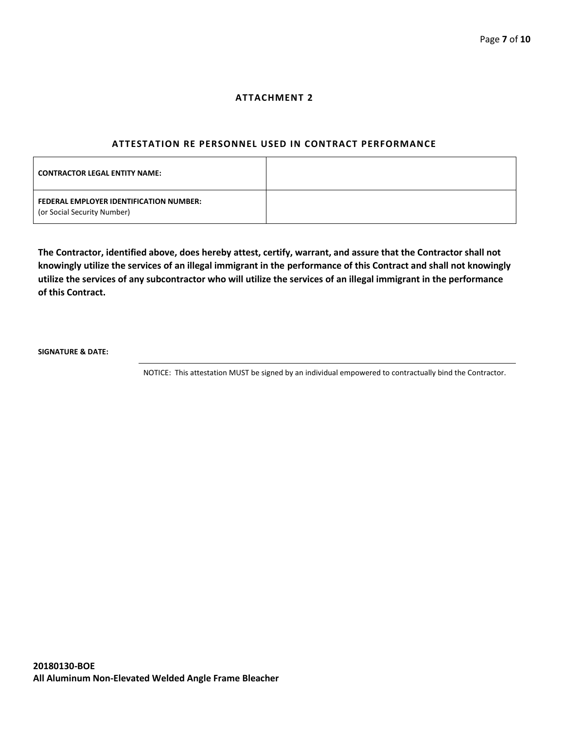## ATTACHMENT 2

### ATTESTATION RE PERSONNEL USED IN CONTRACT PERFORMANCE

| | |
|---|---|
| **CONTRACTOR LEGAL ENTITY NAME:** | |
| **FEDERAL EMPLOYER IDENTIFICATION NUMBER:** (or Social Security Number) | |

**The Contractor, identified above, does hereby attest, certify, warrant, and assure that the Contractor shall not knowingly utilize the services of an illegal immigrant in the performance of this Contract and shall not knowingly utilize the services of any subcontractor who will utilize the services of an illegal immigrant in the performance of this Contract.**

**SIGNATURE & DATE:**

NOTICE: This attestation MUST be signed by an individual empowered to contractually bind the Contractor.

**20180130-BOE**
**All Aluminum Non-Elevated Welded Angle Frame Bleacher**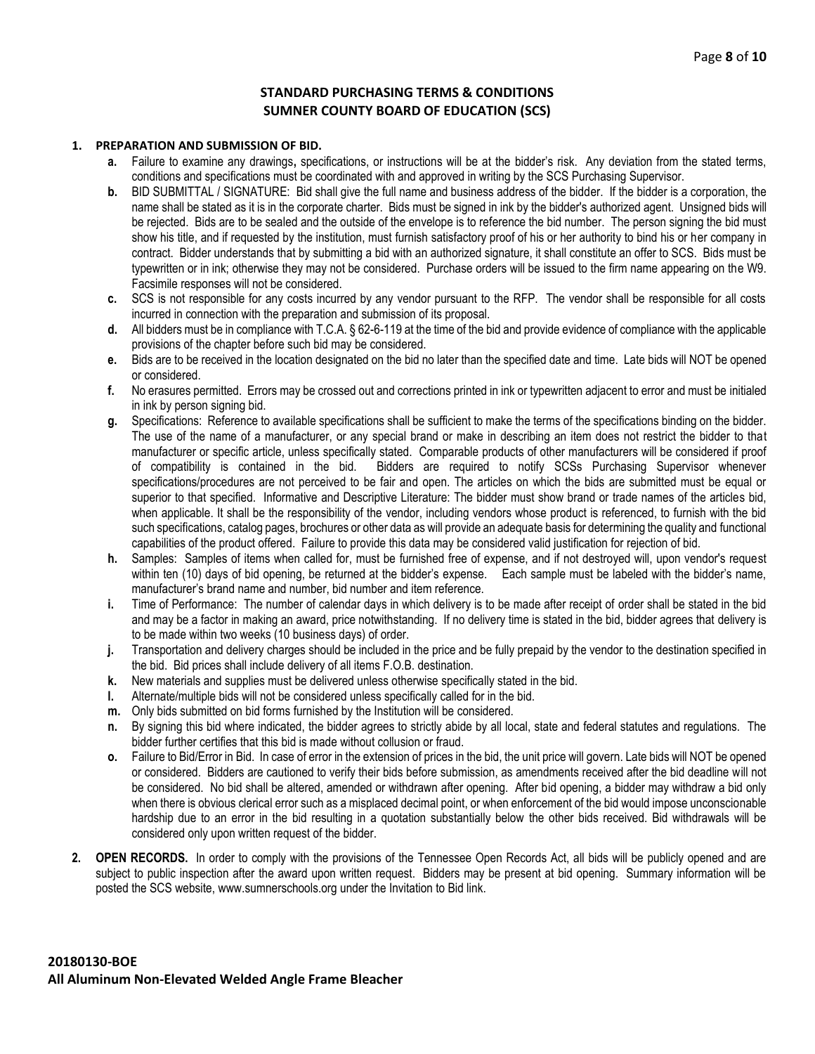# STANDARD PURCHASING TERMS & CONDITIONS
## SUMNER COUNTY BOARD OF EDUCATION (SCS)

1. **PREPARATION AND SUBMISSION OF BID.**
   - **a.** Failure to examine any drawings**,** specifications, or instructions will be at the bidder's risk. Any deviation from the stated terms, conditions and specifications must be coordinated with and approved in writing by the SCS Purchasing Supervisor.
   - **b.** BID SUBMITTAL / SIGNATURE: Bid shall give the full name and business address of the bidder. If the bidder is a corporation, the name shall be stated as it is in the corporate charter. Bids must be signed in ink by the bidder's authorized agent. Unsigned bids will be rejected. Bids are to be sealed and the outside of the envelope is to reference the bid number. The person signing the bid must show his title, and if requested by the institution, must furnish satisfactory proof of his or her authority to bind his or her company in contract. Bidder understands that by submitting a bid with an authorized signature, it shall constitute an offer to SCS. Bids must be typewritten or in ink; otherwise they may not be considered. Purchase orders will be issued to the firm name appearing on the W9. Facsimile responses will not be considered.
   - **c.** SCS is not responsible for any costs incurred by any vendor pursuant to the RFP. The vendor shall be responsible for all costs incurred in connection with the preparation and submission of its proposal.
   - **d.** All bidders must be in compliance with T.C.A. § 62-6-119 at the time of the bid and provide evidence of compliance with the applicable provisions of the chapter before such bid may be considered.
   - **e.** Bids are to be received in the location designated on the bid no later than the specified date and time. Late bids will NOT be opened or considered.
   - **f.** No erasures permitted. Errors may be crossed out and corrections printed in ink or typewritten adjacent to error and must be initialed in ink by person signing bid.
   - **g.** Specifications: Reference to available specifications shall be sufficient to make the terms of the specifications binding on the bidder. The use of the name of a manufacturer, or any special brand or make in describing an item does not restrict the bidder to that manufacturer or specific article, unless specifically stated. Comparable products of other manufacturers will be considered if proof of compatibility is contained in the bid. Bidders are required to notify SCSs Purchasing Supervisor whenever specifications/procedures are not perceived to be fair and open. The articles on which the bids are submitted must be equal or superior to that specified. Informative and Descriptive Literature: The bidder must show brand or trade names of the articles bid, when applicable. It shall be the responsibility of the vendor, including vendors whose product is referenced, to furnish with the bid such specifications, catalog pages, brochures or other data as will provide an adequate basis for determining the quality and functional capabilities of the product offered. Failure to provide this data may be considered valid justification for rejection of bid.
   - **h.** Samples: Samples of items when called for, must be furnished free of expense, and if not destroyed will, upon vendor's request within ten (10) days of bid opening, be returned at the bidder's expense. Each sample must be labeled with the bidder's name, manufacturer's brand name and number, bid number and item reference.
   - **i.** Time of Performance: The number of calendar days in which delivery is to be made after receipt of order shall be stated in the bid and may be a factor in making an award, price notwithstanding. If no delivery time is stated in the bid, bidder agrees that delivery is to be made within two weeks (10 business days) of order.
   - **j.** Transportation and delivery charges should be included in the price and be fully prepaid by the vendor to the destination specified in the bid. Bid prices shall include delivery of all items F.O.B. destination.
   - **k.** New materials and supplies must be delivered unless otherwise specifically stated in the bid.
   - **l.** Alternate/multiple bids will not be considered unless specifically called for in the bid.
   - **m.** Only bids submitted on bid forms furnished by the Institution will be considered.
   - **n.** By signing this bid where indicated, the bidder agrees to strictly abide by all local, state and federal statutes and regulations. The bidder further certifies that this bid is made without collusion or fraud.
   - **o.** Failure to Bid/Error in Bid. In case of error in the extension of prices in the bid, the unit price will govern. Late bids will NOT be opened or considered. Bidders are cautioned to verify their bids before submission, as amendments received after the bid deadline will not be considered. No bid shall be altered, amended or withdrawn after opening. After bid opening, a bidder may withdraw a bid only when there is obvious clerical error such as a misplaced decimal point, or when enforcement of the bid would impose unconscionable hardship due to an error in the bid resulting in a quotation substantially below the other bids received. Bid withdrawals will be considered only upon written request of the bidder.

2. **OPEN RECORDS.** In order to comply with the provisions of the Tennessee Open Records Act, all bids will be publicly opened and are subject to public inspection after the award upon written request. Bidders may be present at bid opening. Summary information will be posted the SCS website, www.sumnerschools.org under the Invitation to Bid link.

**20180130-BOE**
**All Aluminum Non-Elevated Welded Angle Frame Bleacher**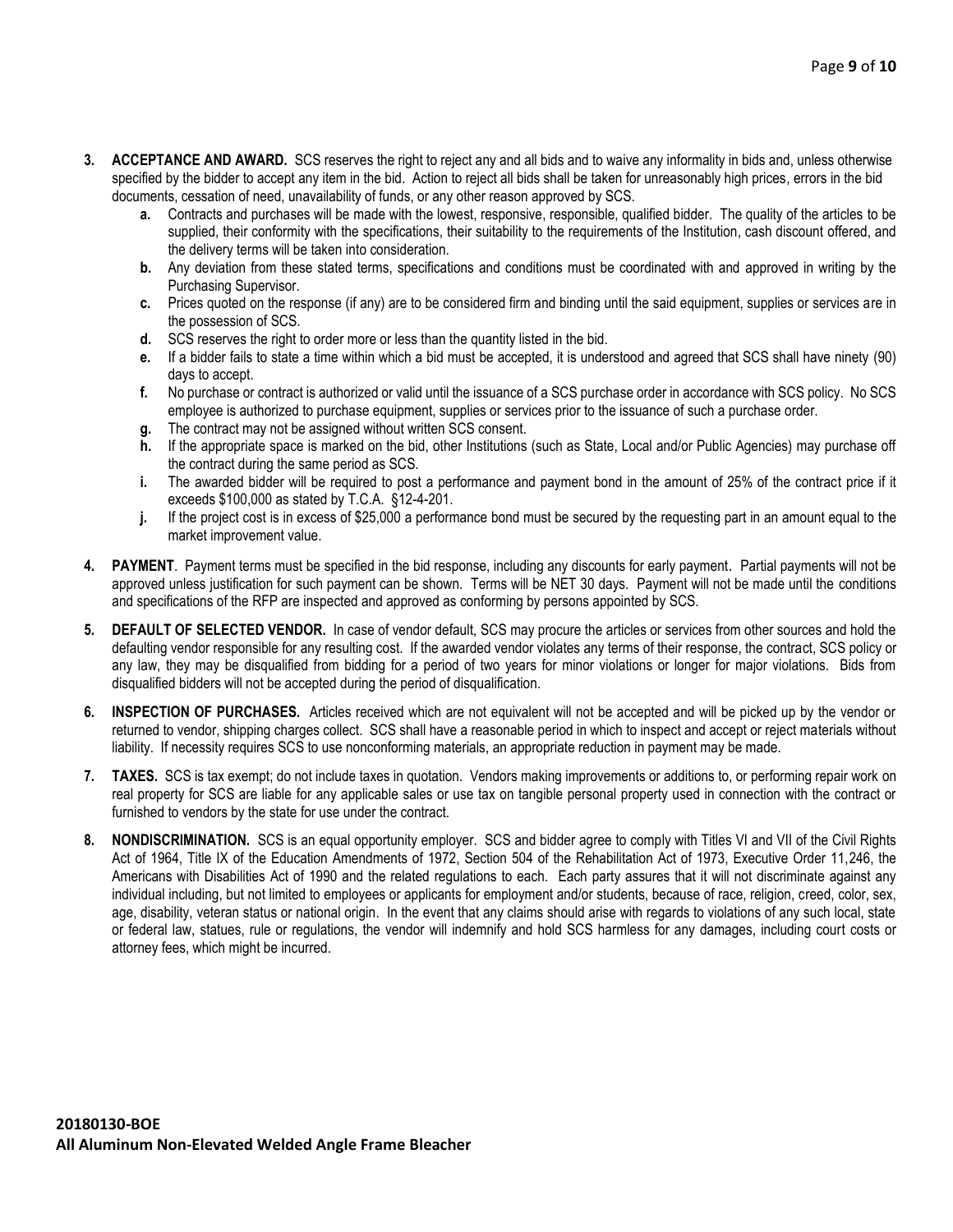3. **ACCEPTANCE AND AWARD.** SCS reserves the right to reject any and all bids and to waive any informality in bids and, unless otherwise specified by the bidder to accept any item in the bid. Action to reject all bids shall be taken for unreasonably high prices, errors in the bid documents, cessation of need, unavailability of funds, or any other reason approved by SCS.
   - **a.** Contracts and purchases will be made with the lowest, responsive, responsible, qualified bidder. The quality of the articles to be supplied, their conformity with the specifications, their suitability to the requirements of the Institution, cash discount offered, and the delivery terms will be taken into consideration.
   - **b.** Any deviation from these stated terms, specifications and conditions must be coordinated with and approved in writing by the Purchasing Supervisor.
   - **c.** Prices quoted on the response (if any) are to be considered firm and binding until the said equipment, supplies or services are in the possession of SCS.
   - **d.** SCS reserves the right to order more or less than the quantity listed in the bid.
   - **e.** If a bidder fails to state a time within which a bid must be accepted, it is understood and agreed that SCS shall have ninety (90) days to accept.
   - **f.** No purchase or contract is authorized or valid until the issuance of a SCS purchase order in accordance with SCS policy. No SCS employee is authorized to purchase equipment, supplies or services prior to the issuance of such a purchase order.
   - **g.** The contract may not be assigned without written SCS consent.
   - **h.** If the appropriate space is marked on the bid, other Institutions (such as State, Local and/or Public Agencies) may purchase off the contract during the same period as SCS.
   - **i.** The awarded bidder will be required to post a performance and payment bond in the amount of 25% of the contract price if it exceeds $100,000 as stated by T.C.A. §12-4-201.
   - **j.** If the project cost is in excess of $25,000 a performance bond must be secured by the requesting part in an amount equal to the market improvement value.

4. **PAYMENT**. Payment terms must be specified in the bid response, including any discounts for early payment. Partial payments will not be approved unless justification for such payment can be shown. Terms will be NET 30 days. Payment will not be made until the conditions and specifications of the RFP are inspected and approved as conforming by persons appointed by SCS.

5. **DEFAULT OF SELECTED VENDOR.** In case of vendor default, SCS may procure the articles or services from other sources and hold the defaulting vendor responsible for any resulting cost. If the awarded vendor violates any terms of their response, the contract, SCS policy or any law, they may be disqualified from bidding for a period of two years for minor violations or longer for major violations. Bids from disqualified bidders will not be accepted during the period of disqualification.

6. **INSPECTION OF PURCHASES.** Articles received which are not equivalent will not be accepted and will be picked up by the vendor or returned to vendor, shipping charges collect. SCS shall have a reasonable period in which to inspect and accept or reject materials without liability. If necessity requires SCS to use nonconforming materials, an appropriate reduction in payment may be made.

7. **TAXES.** SCS is tax exempt; do not include taxes in quotation. Vendors making improvements or additions to, or performing repair work on real property for SCS are liable for any applicable sales or use tax on tangible personal property used in connection with the contract or furnished to vendors by the state for use under the contract.

8. **NONDISCRIMINATION.** SCS is an equal opportunity employer. SCS and bidder agree to comply with Titles VI and VII of the Civil Rights Act of 1964, Title IX of the Education Amendments of 1972, Section 504 of the Rehabilitation Act of 1973, Executive Order 11,246, the Americans with Disabilities Act of 1990 and the related regulations to each. Each party assures that it will not discriminate against any individual including, but not limited to employees or applicants for employment and/or students, because of race, religion, creed, color, sex, age, disability, veteran status or national origin. In the event that any claims should arise with regards to violations of any such local, state or federal law, statues, rule or regulations, the vendor will indemnify and hold SCS harmless for any damages, including court costs or attorney fees, which might be incurred.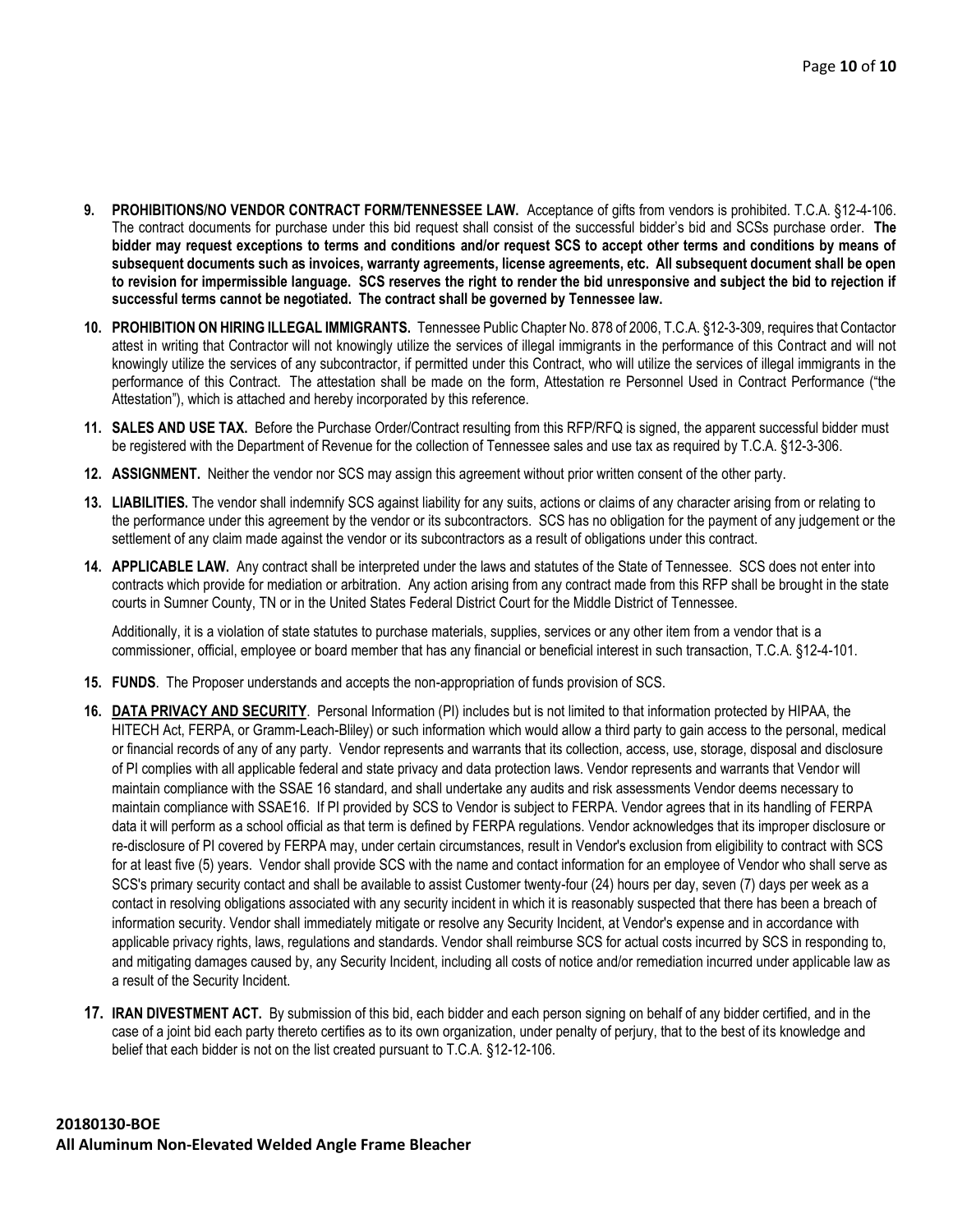9. **PROHIBITIONS/NO VENDOR CONTRACT FORM/TENNESSEE LAW.** Acceptance of gifts from vendors is prohibited. T.C.A. §12-4-106. The contract documents for purchase under this bid request shall consist of the successful bidder's bid and SCSs purchase order. **The bidder may request exceptions to terms and conditions and/or request SCS to accept other terms and conditions by means of subsequent documents such as invoices, warranty agreements, license agreements, etc. All subsequent document shall be open to revision for impermissible language. SCS reserves the right to render the bid unresponsive and subject the bid to rejection if successful terms cannot be negotiated. The contract shall be governed by Tennessee law.**

10. **PROHIBITION ON HIRING ILLEGAL IMMIGRANTS.** Tennessee Public Chapter No. 878 of 2006, T.C.A. §12-3-309, requires that Contactor attest in writing that Contractor will not knowingly utilize the services of illegal immigrants in the performance of this Contract and will not knowingly utilize the services of any subcontractor, if permitted under this Contract, who will utilize the services of illegal immigrants in the performance of this Contract. The attestation shall be made on the form, Attestation re Personnel Used in Contract Performance ("the Attestation"), which is attached and hereby incorporated by this reference.

11. **SALES AND USE TAX.** Before the Purchase Order/Contract resulting from this RFP/RFQ is signed, the apparent successful bidder must be registered with the Department of Revenue for the collection of Tennessee sales and use tax as required by T.C.A. §12-3-306.

12. **ASSIGNMENT.** Neither the vendor nor SCS may assign this agreement without prior written consent of the other party.

13. **LIABILITIES.** The vendor shall indemnify SCS against liability for any suits, actions or claims of any character arising from or relating to the performance under this agreement by the vendor or its subcontractors. SCS has no obligation for the payment of any judgement or the settlement of any claim made against the vendor or its subcontractors as a result of obligations under this contract.

14. **APPLICABLE LAW.** Any contract shall be interpreted under the laws and statutes of the State of Tennessee. SCS does not enter into contracts which provide for mediation or arbitration. Any action arising from any contract made from this RFP shall be brought in the state courts in Sumner County, TN or in the United States Federal District Court for the Middle District of Tennessee.

    Additionally, it is a violation of state statutes to purchase materials, supplies, services or any other item from a vendor that is a commissioner, official, employee or board member that has any financial or beneficial interest in such transaction, T.C.A. §12-4-101.

15. **FUNDS**. The Proposer understands and accepts the non-appropriation of funds provision of SCS.

16. **DATA PRIVACY AND SECURITY**. Personal Information (PI) includes but is not limited to that information protected by HIPAA, the HITECH Act, FERPA, or Gramm-Leach-Bliley) or such information which would allow a third party to gain access to the personal, medical or financial records of any of any party. Vendor represents and warrants that its collection, access, use, storage, disposal and disclosure of PI complies with all applicable federal and state privacy and data protection laws. Vendor represents and warrants that Vendor will maintain compliance with the SSAE 16 standard, and shall undertake any audits and risk assessments Vendor deems necessary to maintain compliance with SSAE16. If PI provided by SCS to Vendor is subject to FERPA. Vendor agrees that in its handling of FERPA data it will perform as a school official as that term is defined by FERPA regulations. Vendor acknowledges that its improper disclosure or re-disclosure of PI covered by FERPA may, under certain circumstances, result in Vendor's exclusion from eligibility to contract with SCS for at least five (5) years. Vendor shall provide SCS with the name and contact information for an employee of Vendor who shall serve as SCS's primary security contact and shall be available to assist Customer twenty-four (24) hours per day, seven (7) days per week as a contact in resolving obligations associated with any security incident in which it is reasonably suspected that there has been a breach of information security. Vendor shall immediately mitigate or resolve any Security Incident, at Vendor's expense and in accordance with applicable privacy rights, laws, regulations and standards. Vendor shall reimburse SCS for actual costs incurred by SCS in responding to, and mitigating damages caused by, any Security Incident, including all costs of notice and/or remediation incurred under applicable law as a result of the Security Incident.

17. **IRAN DIVESTMENT ACT.** By submission of this bid, each bidder and each person signing on behalf of any bidder certified, and in the case of a joint bid each party thereto certifies as to its own organization, under penalty of perjury, that to the best of its knowledge and belief that each bidder is not on the list created pursuant to T.C.A. §12-12-106.

**20180130-BOE**
**All Aluminum Non-Elevated Welded Angle Frame Bleacher**